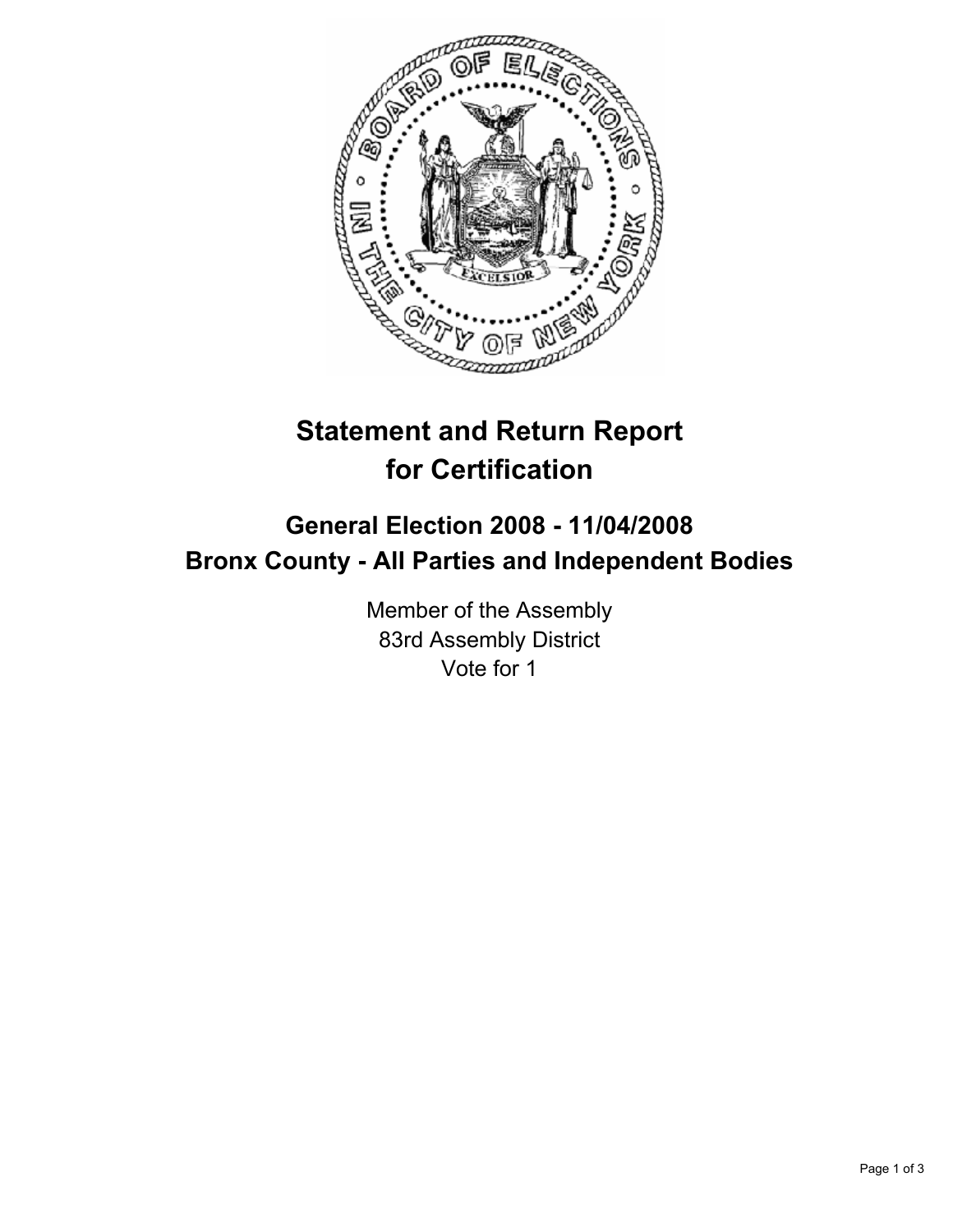# Statement and Return Report for Certification

## General Election 2008 - 11/04/2008
## Bronx County - All Parties and Independent Bodies

Member of the Assembly
83rd Assembly District
Vote for 1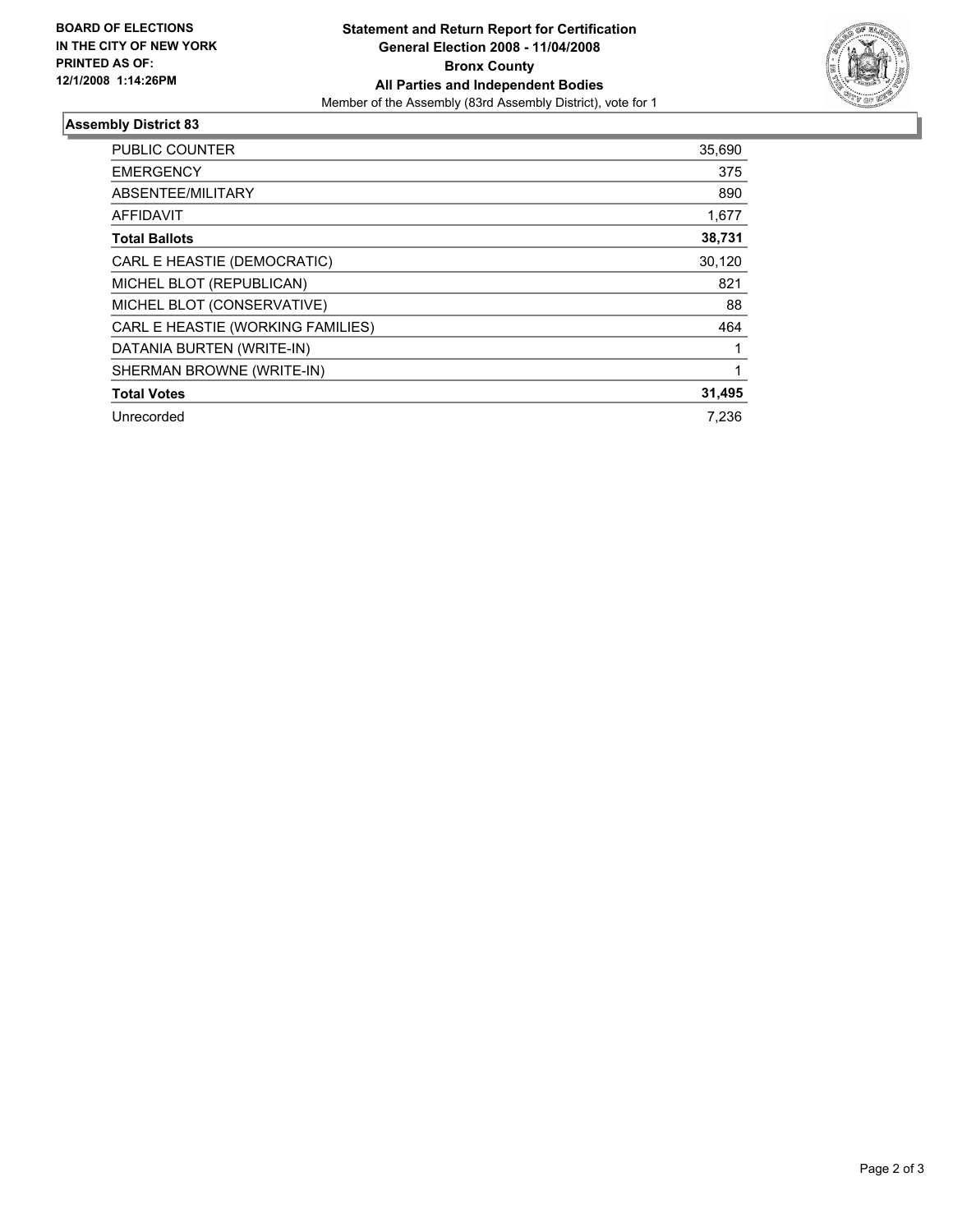**BOARD OF ELECTIONS IN THE CITY OF NEW YORK PRINTED AS OF: 12/1/2008 1:14:26PM**

# Statement and Return Report for Certification
## General Election 2008 - 11/04/2008
## Bronx County
## All Parties and Independent Bodies

Member of the Assembly (83rd Assembly District), vote for 1

### Assembly District 83

| | |
|---|---|
| PUBLIC COUNTER | 35,690 |
| EMERGENCY | 375 |
| ABSENTEE/MILITARY | 890 |
| AFFIDAVIT | 1,677 |
| **Total Ballots** | **38,731** |
| CARL E HEASTIE (DEMOCRATIC) | 30,120 |
| MICHEL BLOT (REPUBLICAN) | 821 |
| MICHEL BLOT (CONSERVATIVE) | 88 |
| CARL E HEASTIE (WORKING FAMILIES) | 464 |
| DATANIA BURTEN (WRITE-IN) | 1 |
| SHERMAN BROWNE (WRITE-IN) | 1 |
| **Total Votes** | **31,495** |
| Unrecorded | 7,236 |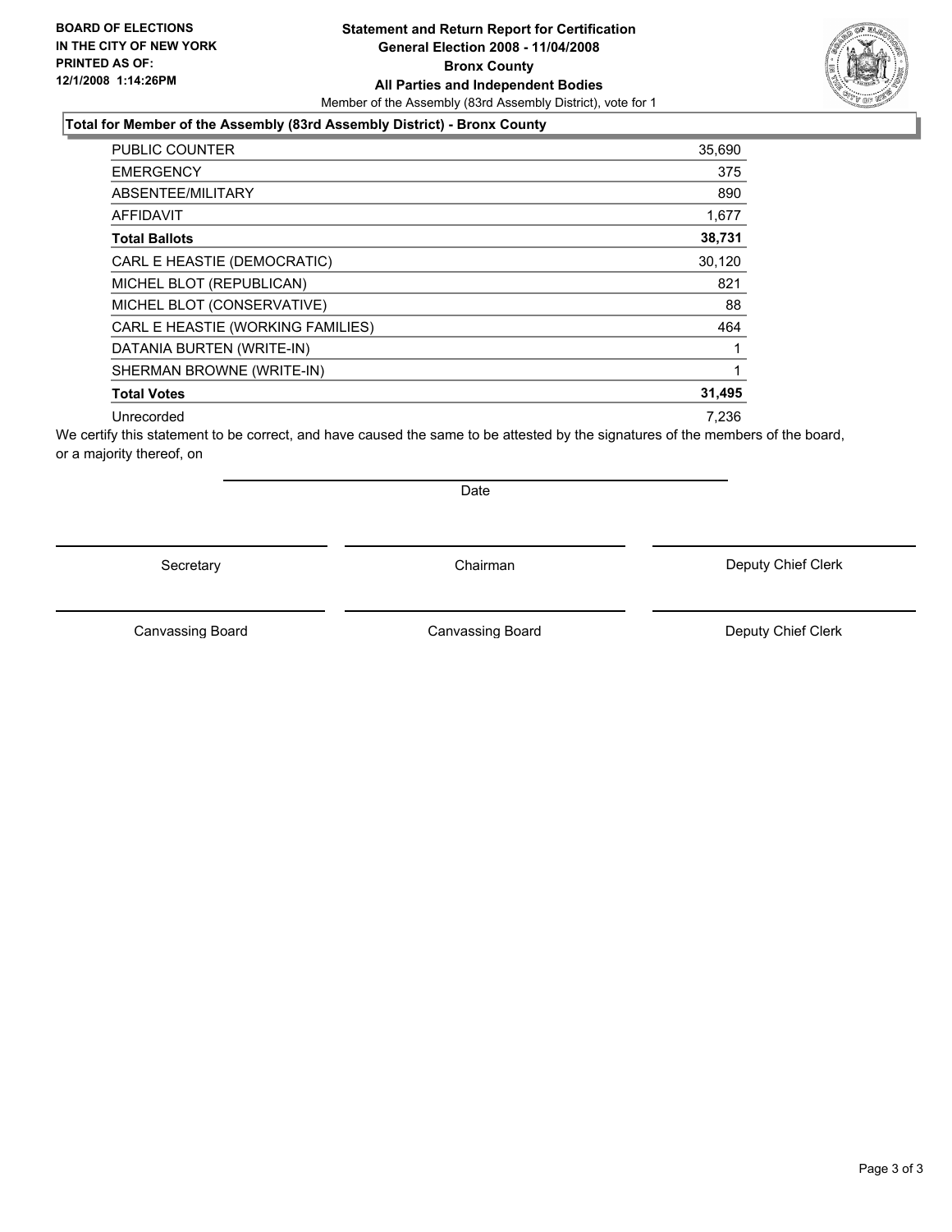**BOARD OF ELECTIONS IN THE CITY OF NEW YORK PRINTED AS OF: 12/1/2008 1:14:26PM**

**Statement and Return Report for Certification**
**General Election 2008 - 11/04/2008**
**Bronx County**
**All Parties and Independent Bodies**
Member of the Assembly (83rd Assembly District), vote for 1

**Total for Member of the Assembly (83rd Assembly District) - Bronx County**

| | |
|---|---|
| PUBLIC COUNTER | 35,690 |
| EMERGENCY | 375 |
| ABSENTEE/MILITARY | 890 |
| AFFIDAVIT | 1,677 |
| **Total Ballots** | **38,731** |
| CARL E HEASTIE (DEMOCRATIC) | 30,120 |
| MICHEL BLOT (REPUBLICAN) | 821 |
| MICHEL BLOT (CONSERVATIVE) | 88 |
| CARL E HEASTIE (WORKING FAMILIES) | 464 |
| DATANIA BURTEN (WRITE-IN) | 1 |
| SHERMAN BROWNE (WRITE-IN) | 1 |
| **Total Votes** | **31,495** |
| Unrecorded | 7,236 |

We certify this statement to be correct, and have caused the same to be attested by the signatures of the members of the board, or a majority thereof, on

Date

Secretary

Chairman

Deputy Chief Clerk

Canvassing Board

Canvassing Board

Deputy Chief Clerk